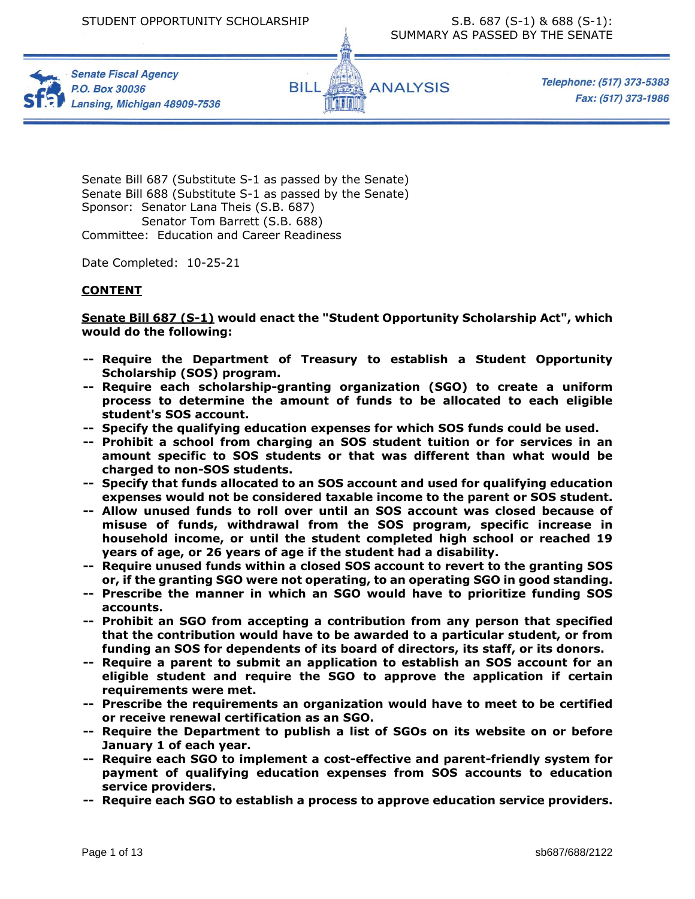Senate Bill 687 (Substitute S-1 as passed by the Senate)
Senate Bill 688 (Substitute S-1 as passed by the Senate)
Sponsor: Senator Lana Theis (S.B. 687)
Senator Tom Barrett (S.B. 688)
Committee: Education and Career Readiness

Date Completed: 10-25-21

## CONTENT

**Senate Bill 687 (S-1) would enact the "Student Opportunity Scholarship Act", which would do the following:**

- **Require the Department of Treasury to establish a Student Opportunity Scholarship (SOS) program.**
- **Require each scholarship-granting organization (SGO) to create a uniform process to determine the amount of funds to be allocated to each eligible student's SOS account.**
- **Specify the qualifying education expenses for which SOS funds could be used.**
- **Prohibit a school from charging an SOS student tuition or for services in an amount specific to SOS students or that was different than what would be charged to non-SOS students.**
- **Specify that funds allocated to an SOS account and used for qualifying education expenses would not be considered taxable income to the parent or SOS student.**
- **Allow unused funds to roll over until an SOS account was closed because of misuse of funds, withdrawal from the SOS program, specific increase in household income, or until the student completed high school or reached 19 years of age, or 26 years of age if the student had a disability.**
- **Require unused funds within a closed SOS account to revert to the granting SOS or, if the granting SGO were not operating, to an operating SGO in good standing.**
- **Prescribe the manner in which an SGO would have to prioritize funding SOS accounts.**
- **Prohibit an SGO from accepting a contribution from any person that specified that the contribution would have to be awarded to a particular student, or from funding an SOS for dependents of its board of directors, its staff, or its donors.**
- **Require a parent to submit an application to establish an SOS account for an eligible student and require the SGO to approve the application if certain requirements were met.**
- **Prescribe the requirements an organization would have to meet to be certified or receive renewal certification as an SGO.**
- **Require the Department to publish a list of SGOs on its website on or before January 1 of each year.**
- **Require each SGO to implement a cost-effective and parent-friendly system for payment of qualifying education expenses from SOS accounts to education service providers.**
- **Require each SGO to establish a process to approve education service providers.**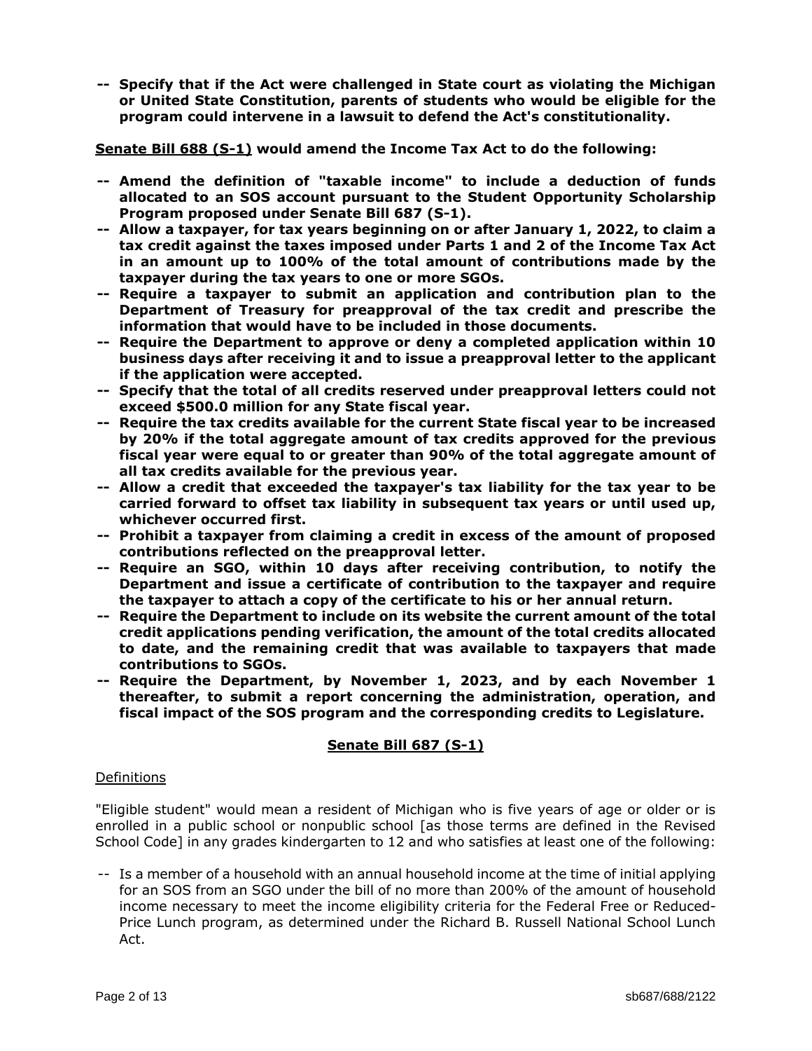**-- Specify that if the Act were challenged in State court as violating the Michigan or United State Constitution, parents of students who would be eligible for the program could intervene in a lawsuit to defend the Act's constitutionality.**

**<u>Senate Bill 688 (S-1)</u> would amend the Income Tax Act to do the following:**

**-- Amend the definition of "taxable income" to include a deduction of funds allocated to an SOS account pursuant to the Student Opportunity Scholarship Program proposed under Senate Bill 687 (S-1).**

**-- Allow a taxpayer, for tax years beginning on or after January 1, 2022, to claim a tax credit against the taxes imposed under Parts 1 and 2 of the Income Tax Act in an amount up to 100% of the total amount of contributions made by the taxpayer during the tax years to one or more SGOs.**

**-- Require a taxpayer to submit an application and contribution plan to the Department of Treasury for preapproval of the tax credit and prescribe the information that would have to be included in those documents.**

**-- Require the Department to approve or deny a completed application within 10 business days after receiving it and to issue a preapproval letter to the applicant if the application were accepted.**

**-- Specify that the total of all credits reserved under preapproval letters could not exceed $500.0 million for any State fiscal year.**

**-- Require the tax credits available for the current State fiscal year to be increased by 20% if the total aggregate amount of tax credits approved for the previous fiscal year were equal to or greater than 90% of the total aggregate amount of all tax credits available for the previous year.**

**-- Allow a credit that exceeded the taxpayer's tax liability for the tax year to be carried forward to offset tax liability in subsequent tax years or until used up, whichever occurred first.**

**-- Prohibit a taxpayer from claiming a credit in excess of the amount of proposed contributions reflected on the preapproval letter.**

**-- Require an SGO, within 10 days after receiving contribution, to notify the Department and issue a certificate of contribution to the taxpayer and require the taxpayer to attach a copy of the certificate to his or her annual return.**

**-- Require the Department to include on its website the current amount of the total credit applications pending verification, the amount of the total credits allocated to date, and the remaining credit that was available to taxpayers that made contributions to SGOs.**

**-- Require the Department, by November 1, 2023, and by each November 1 thereafter, to submit a report concerning the administration, operation, and fiscal impact of the SOS program and the corresponding credits to Legislature.**

## <u>Senate Bill 687 (S-1)</u>

<u>Definitions</u>

"Eligible student" would mean a resident of Michigan who is five years of age or older or is enrolled in a public school or nonpublic school [as those terms are defined in the Revised School Code] in any grades kindergarten to 12 and who satisfies at least one of the following:

-- Is a member of a household with an annual household income at the time of initial applying for an SOS from an SGO under the bill of no more than 200% of the amount of household income necessary to meet the income eligibility criteria for the Federal Free or Reduced-Price Lunch program, as determined under the Richard B. Russell National School Lunch Act.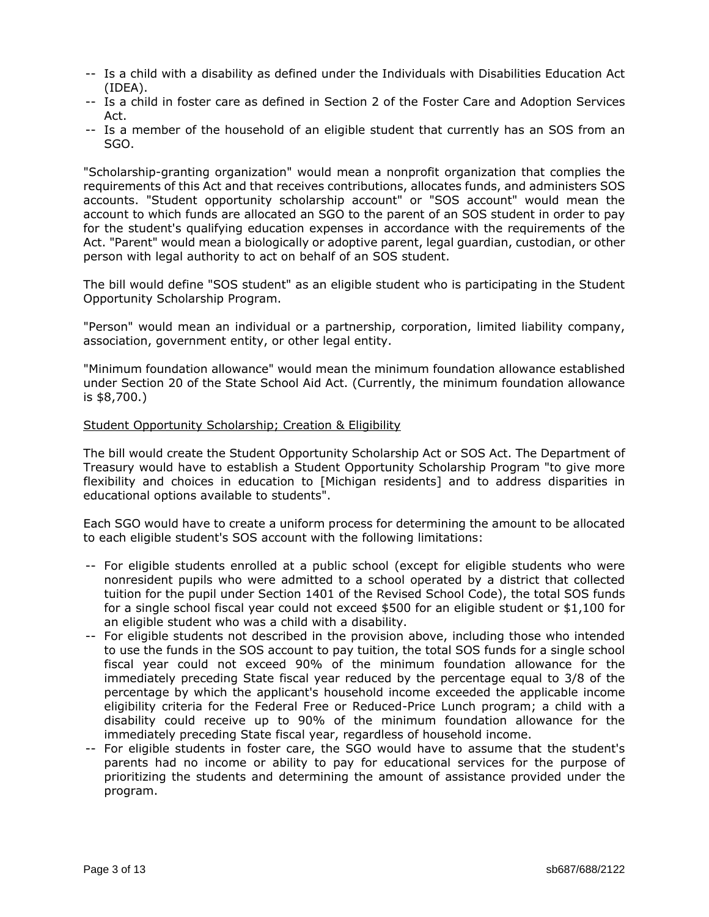-- Is a child with a disability as defined under the Individuals with Disabilities Education Act (IDEA).
-- Is a child in foster care as defined in Section 2 of the Foster Care and Adoption Services Act.
-- Is a member of the household of an eligible student that currently has an SOS from an SGO.

"Scholarship-granting organization" would mean a nonprofit organization that complies the requirements of this Act and that receives contributions, allocates funds, and administers SOS accounts. "Student opportunity scholarship account" or "SOS account" would mean the account to which funds are allocated an SGO to the parent of an SOS student in order to pay for the student's qualifying education expenses in accordance with the requirements of the Act. "Parent" would mean a biologically or adoptive parent, legal guardian, custodian, or other person with legal authority to act on behalf of an SOS student.

The bill would define "SOS student" as an eligible student who is participating in the Student Opportunity Scholarship Program.

"Person" would mean an individual or a partnership, corporation, limited liability company, association, government entity, or other legal entity.

"Minimum foundation allowance" would mean the minimum foundation allowance established under Section 20 of the State School Aid Act. (Currently, the minimum foundation allowance is $8,700.)

Student Opportunity Scholarship; Creation & Eligibility

The bill would create the Student Opportunity Scholarship Act or SOS Act. The Department of Treasury would have to establish a Student Opportunity Scholarship Program "to give more flexibility and choices in education to [Michigan residents] and to address disparities in educational options available to students".

Each SGO would have to create a uniform process for determining the amount to be allocated to each eligible student's SOS account with the following limitations:

-- For eligible students enrolled at a public school (except for eligible students who were nonresident pupils who were admitted to a school operated by a district that collected tuition for the pupil under Section 1401 of the Revised School Code), the total SOS funds for a single school fiscal year could not exceed $500 for an eligible student or $1,100 for an eligible student who was a child with a disability.
-- For eligible students not described in the provision above, including those who intended to use the funds in the SOS account to pay tuition, the total SOS funds for a single school fiscal year could not exceed 90% of the minimum foundation allowance for the immediately preceding State fiscal year reduced by the percentage equal to 3/8 of the percentage by which the applicant's household income exceeded the applicable income eligibility criteria for the Federal Free or Reduced-Price Lunch program; a child with a disability could receive up to 90% of the minimum foundation allowance for the immediately preceding State fiscal year, regardless of household income.
-- For eligible students in foster care, the SGO would have to assume that the student's parents had no income or ability to pay for educational services for the purpose of prioritizing the students and determining the amount of assistance provided under the program.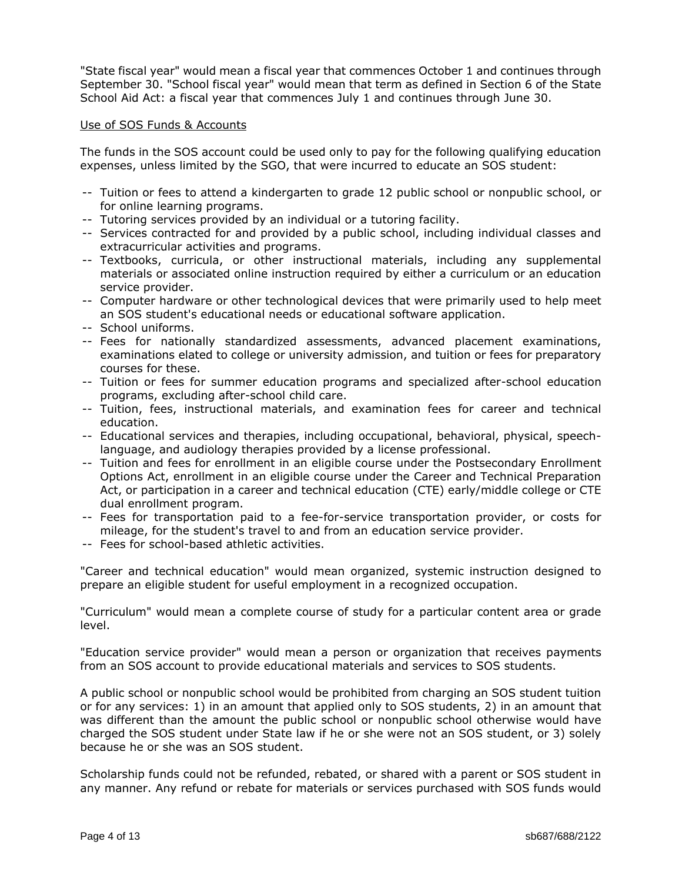"State fiscal year" would mean a fiscal year that commences October 1 and continues through September 30. "School fiscal year" would mean that term as defined in Section 6 of the State School Aid Act: a fiscal year that commences July 1 and continues through June 30.

<u>Use of SOS Funds & Accounts</u>

The funds in the SOS account could be used only to pay for the following qualifying education expenses, unless limited by the SGO, that were incurred to educate an SOS student:

- -- Tuition or fees to attend a kindergarten to grade 12 public school or nonpublic school, or for online learning programs.
- -- Tutoring services provided by an individual or a tutoring facility.
- -- Services contracted for and provided by a public school, including individual classes and extracurricular activities and programs.
- -- Textbooks, curricula, or other instructional materials, including any supplemental materials or associated online instruction required by either a curriculum or an education service provider.
- -- Computer hardware or other technological devices that were primarily used to help meet an SOS student's educational needs or educational software application.
- -- School uniforms.
- -- Fees for nationally standardized assessments, advanced placement examinations, examinations elated to college or university admission, and tuition or fees for preparatory courses for these.
- -- Tuition or fees for summer education programs and specialized after-school education programs, excluding after-school child care.
- -- Tuition, fees, instructional materials, and examination fees for career and technical education.
- -- Educational services and therapies, including occupational, behavioral, physical, speech-language, and audiology therapies provided by a license professional.
- -- Tuition and fees for enrollment in an eligible course under the Postsecondary Enrollment Options Act, enrollment in an eligible course under the Career and Technical Preparation Act, or participation in a career and technical education (CTE) early/middle college or CTE dual enrollment program.
- -- Fees for transportation paid to a fee-for-service transportation provider, or costs for mileage, for the student's travel to and from an education service provider.
- -- Fees for school-based athletic activities.

"Career and technical education" would mean organized, systemic instruction designed to prepare an eligible student for useful employment in a recognized occupation.

"Curriculum" would mean a complete course of study for a particular content area or grade level.

"Education service provider" would mean a person or organization that receives payments from an SOS account to provide educational materials and services to SOS students.

A public school or nonpublic school would be prohibited from charging an SOS student tuition or for any services: 1) in an amount that applied only to SOS students, 2) in an amount that was different than the amount the public school or nonpublic school otherwise would have charged the SOS student under State law if he or she were not an SOS student, or 3) solely because he or she was an SOS student.

Scholarship funds could not be refunded, rebated, or shared with a parent or SOS student in any manner. Any refund or rebate for materials or services purchased with SOS funds would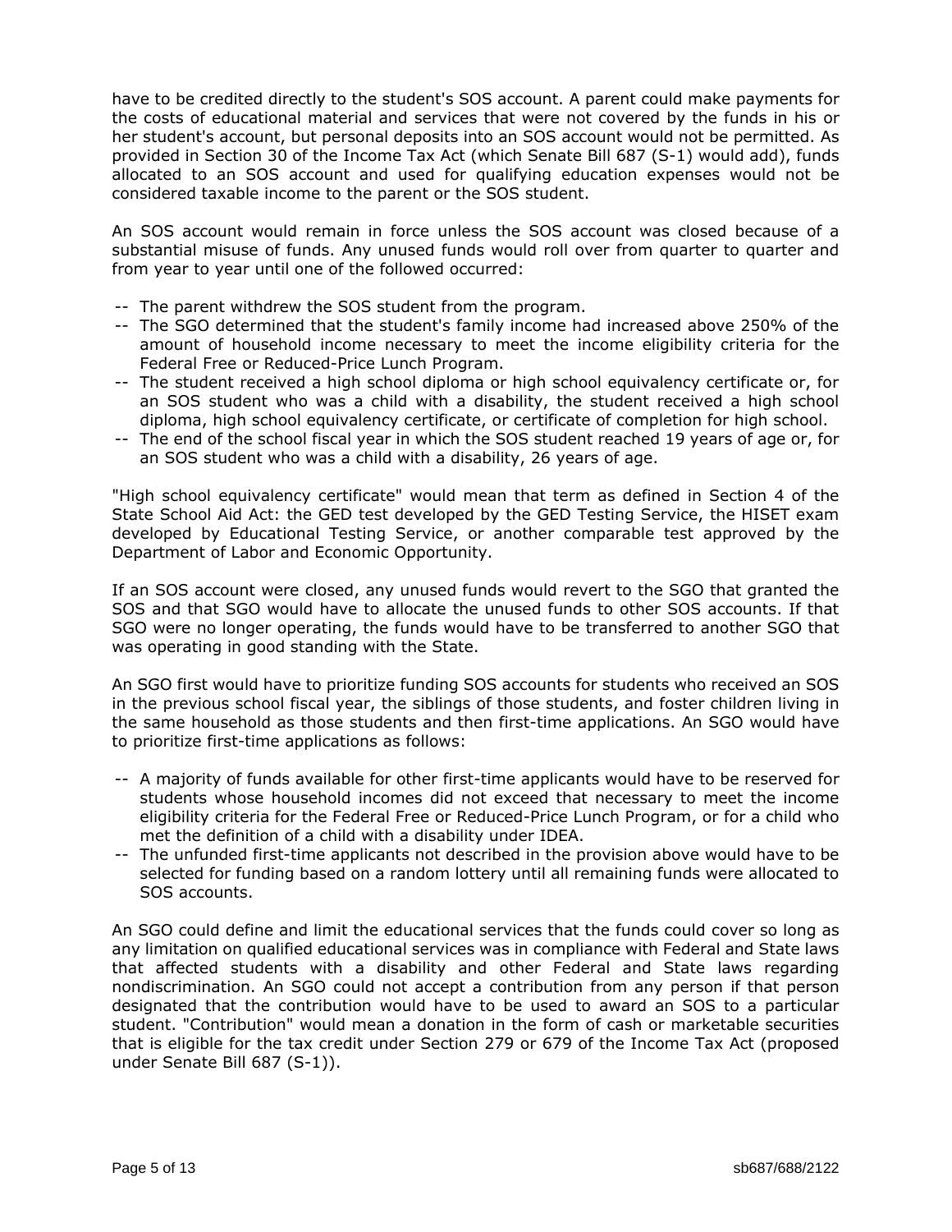have to be credited directly to the student's SOS account. A parent could make payments for the costs of educational material and services that were not covered by the funds in his or her student's account, but personal deposits into an SOS account would not be permitted. As provided in Section 30 of the Income Tax Act (which Senate Bill 687 (S-1) would add), funds allocated to an SOS account and used for qualifying education expenses would not be considered taxable income to the parent or the SOS student.

An SOS account would remain in force unless the SOS account was closed because of a substantial misuse of funds. Any unused funds would roll over from quarter to quarter and from year to year until one of the followed occurred:

-- The parent withdrew the SOS student from the program.
-- The SGO determined that the student's family income had increased above 250% of the amount of household income necessary to meet the income eligibility criteria for the Federal Free or Reduced-Price Lunch Program.
-- The student received a high school diploma or high school equivalency certificate or, for an SOS student who was a child with a disability, the student received a high school diploma, high school equivalency certificate, or certificate of completion for high school.
-- The end of the school fiscal year in which the SOS student reached 19 years of age or, for an SOS student who was a child with a disability, 26 years of age.

"High school equivalency certificate" would mean that term as defined in Section 4 of the State School Aid Act: the GED test developed by the GED Testing Service, the HISET exam developed by Educational Testing Service, or another comparable test approved by the Department of Labor and Economic Opportunity.

If an SOS account were closed, any unused funds would revert to the SGO that granted the SOS and that SGO would have to allocate the unused funds to other SOS accounts. If that SGO were no longer operating, the funds would have to be transferred to another SGO that was operating in good standing with the State.

An SGO first would have to prioritize funding SOS accounts for students who received an SOS in the previous school fiscal year, the siblings of those students, and foster children living in the same household as those students and then first-time applications. An SGO would have to prioritize first-time applications as follows:

-- A majority of funds available for other first-time applicants would have to be reserved for students whose household incomes did not exceed that necessary to meet the income eligibility criteria for the Federal Free or Reduced-Price Lunch Program, or for a child who met the definition of a child with a disability under IDEA.
-- The unfunded first-time applicants not described in the provision above would have to be selected for funding based on a random lottery until all remaining funds were allocated to SOS accounts.

An SGO could define and limit the educational services that the funds could cover so long as any limitation on qualified educational services was in compliance with Federal and State laws that affected students with a disability and other Federal and State laws regarding nondiscrimination. An SGO could not accept a contribution from any person if that person designated that the contribution would have to be used to award an SOS to a particular student. "Contribution" would mean a donation in the form of cash or marketable securities that is eligible for the tax credit under Section 279 or 679 of the Income Tax Act (proposed under Senate Bill 687 (S-1)).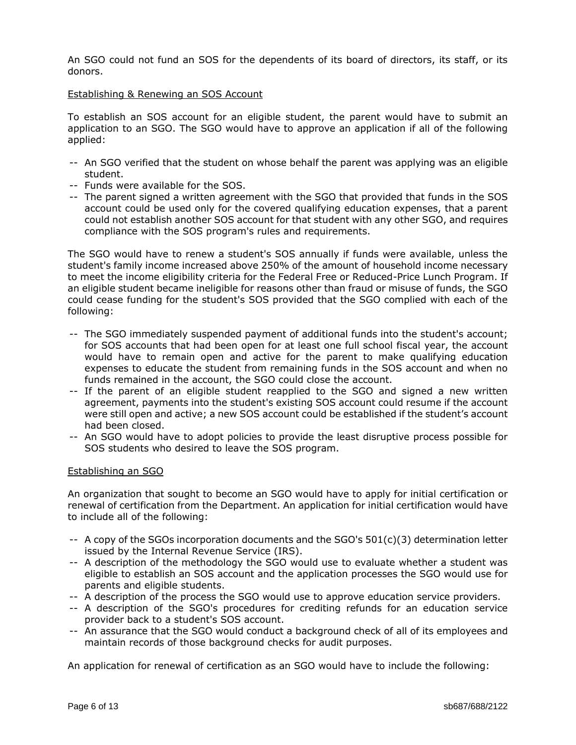An SGO could not fund an SOS for the dependents of its board of directors, its staff, or its donors.

Establishing & Renewing an SOS Account

To establish an SOS account for an eligible student, the parent would have to submit an application to an SGO. The SGO would have to approve an application if all of the following applied:

-- An SGO verified that the student on whose behalf the parent was applying was an eligible student.
-- Funds were available for the SOS.
-- The parent signed a written agreement with the SGO that provided that funds in the SOS account could be used only for the covered qualifying education expenses, that a parent could not establish another SOS account for that student with any other SGO, and requires compliance with the SOS program's rules and requirements.

The SGO would have to renew a student's SOS annually if funds were available, unless the student's family income increased above 250% of the amount of household income necessary to meet the income eligibility criteria for the Federal Free or Reduced-Price Lunch Program. If an eligible student became ineligible for reasons other than fraud or misuse of funds, the SGO could cease funding for the student's SOS provided that the SGO complied with each of the following:

-- The SGO immediately suspended payment of additional funds into the student's account; for SOS accounts that had been open for at least one full school fiscal year, the account would have to remain open and active for the parent to make qualifying education expenses to educate the student from remaining funds in the SOS account and when no funds remained in the account, the SGO could close the account.
-- If the parent of an eligible student reapplied to the SGO and signed a new written agreement, payments into the student's existing SOS account could resume if the account were still open and active; a new SOS account could be established if the student's account had been closed.
-- An SGO would have to adopt policies to provide the least disruptive process possible for SOS students who desired to leave the SOS program.

Establishing an SGO

An organization that sought to become an SGO would have to apply for initial certification or renewal of certification from the Department. An application for initial certification would have to include all of the following:

-- A copy of the SGOs incorporation documents and the SGO's 501(c)(3) determination letter issued by the Internal Revenue Service (IRS).
-- A description of the methodology the SGO would use to evaluate whether a student was eligible to establish an SOS account and the application processes the SGO would use for parents and eligible students.
-- A description of the process the SGO would use to approve education service providers.
-- A description of the SGO's procedures for crediting refunds for an education service provider back to a student's SOS account.
-- An assurance that the SGO would conduct a background check of all of its employees and maintain records of those background checks for audit purposes.

An application for renewal of certification as an SGO would have to include the following: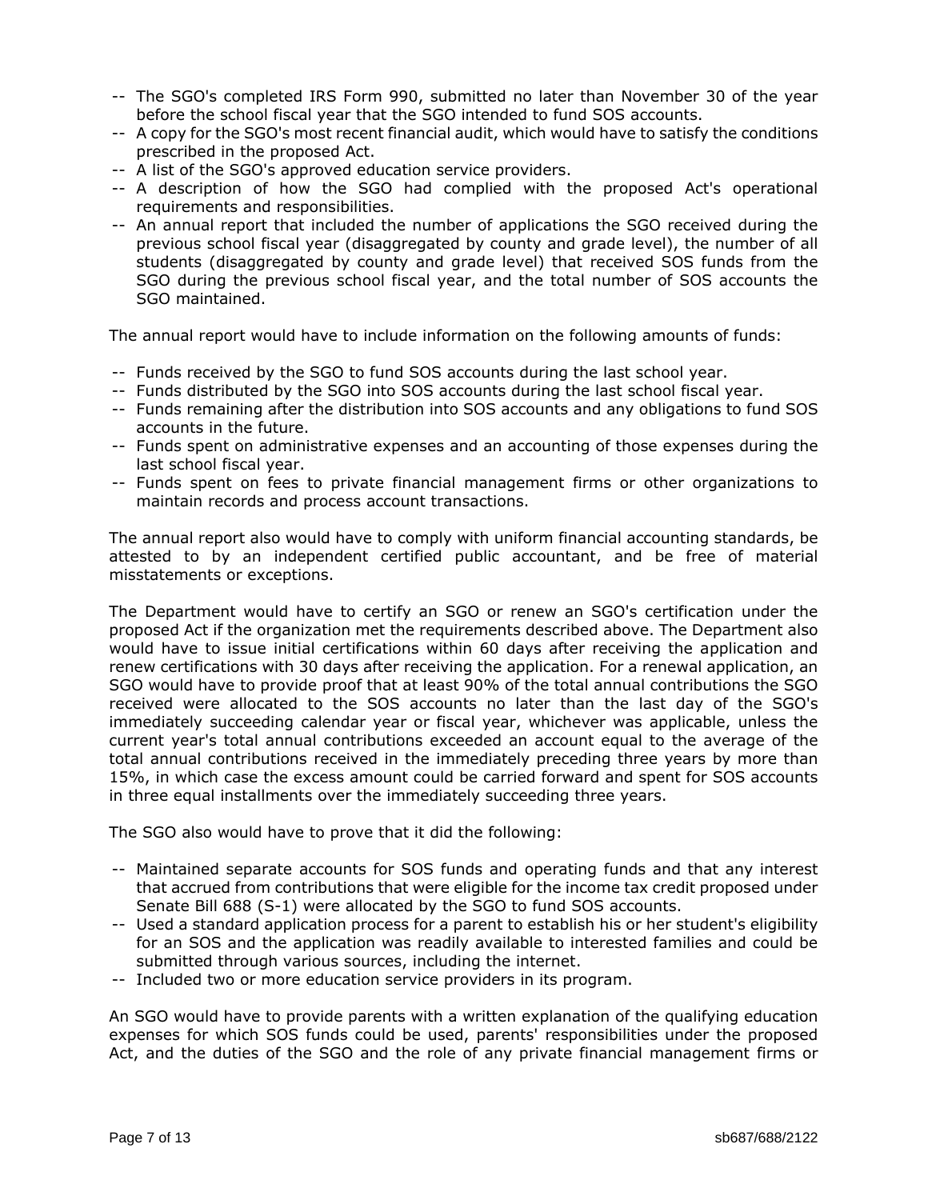- The SGO's completed IRS Form 990, submitted no later than November 30 of the year before the school fiscal year that the SGO intended to fund SOS accounts.
- A copy for the SGO's most recent financial audit, which would have to satisfy the conditions prescribed in the proposed Act.
- A list of the SGO's approved education service providers.
- A description of how the SGO had complied with the proposed Act's operational requirements and responsibilities.
- An annual report that included the number of applications the SGO received during the previous school fiscal year (disaggregated by county and grade level), the number of all students (disaggregated by county and grade level) that received SOS funds from the SGO during the previous school fiscal year, and the total number of SOS accounts the SGO maintained.

The annual report would have to include information on the following amounts of funds:

- Funds received by the SGO to fund SOS accounts during the last school year.
- Funds distributed by the SGO into SOS accounts during the last school fiscal year.
- Funds remaining after the distribution into SOS accounts and any obligations to fund SOS accounts in the future.
- Funds spent on administrative expenses and an accounting of those expenses during the last school fiscal year.
- Funds spent on fees to private financial management firms or other organizations to maintain records and process account transactions.

The annual report also would have to comply with uniform financial accounting standards, be attested to by an independent certified public accountant, and be free of material misstatements or exceptions.

The Department would have to certify an SGO or renew an SGO's certification under the proposed Act if the organization met the requirements described above. The Department also would have to issue initial certifications within 60 days after receiving the application and renew certifications with 30 days after receiving the application. For a renewal application, an SGO would have to provide proof that at least 90% of the total annual contributions the SGO received were allocated to the SOS accounts no later than the last day of the SGO's immediately succeeding calendar year or fiscal year, whichever was applicable, unless the current year's total annual contributions exceeded an account equal to the average of the total annual contributions received in the immediately preceding three years by more than 15%, in which case the excess amount could be carried forward and spent for SOS accounts in three equal installments over the immediately succeeding three years.

The SGO also would have to prove that it did the following:

- Maintained separate accounts for SOS funds and operating funds and that any interest that accrued from contributions that were eligible for the income tax credit proposed under Senate Bill 688 (S-1) were allocated by the SGO to fund SOS accounts.
- Used a standard application process for a parent to establish his or her student's eligibility for an SOS and the application was readily available to interested families and could be submitted through various sources, including the internet.
- Included two or more education service providers in its program.

An SGO would have to provide parents with a written explanation of the qualifying education expenses for which SOS funds could be used, parents' responsibilities under the proposed Act, and the duties of the SGO and the role of any private financial management firms or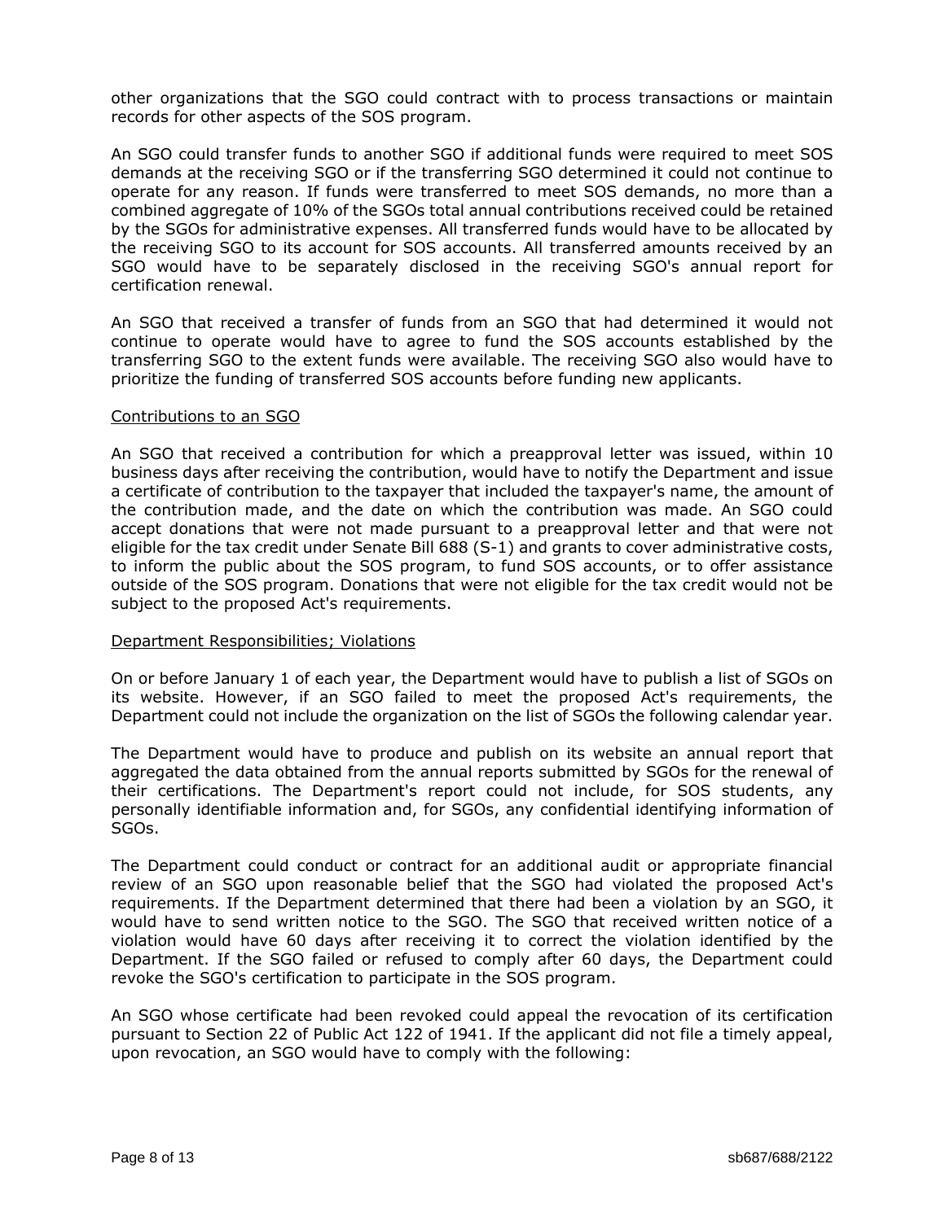other organizations that the SGO could contract with to process transactions or maintain records for other aspects of the SOS program.

An SGO could transfer funds to another SGO if additional funds were required to meet SOS demands at the receiving SGO or if the transferring SGO determined it could not continue to operate for any reason. If funds were transferred to meet SOS demands, no more than a combined aggregate of 10% of the SGOs total annual contributions received could be retained by the SGOs for administrative expenses. All transferred funds would have to be allocated by the receiving SGO to its account for SOS accounts. All transferred amounts received by an SGO would have to be separately disclosed in the receiving SGO's annual report for certification renewal.

An SGO that received a transfer of funds from an SGO that had determined it would not continue to operate would have to agree to fund the SOS accounts established by the transferring SGO to the extent funds were available. The receiving SGO also would have to prioritize the funding of transferred SOS accounts before funding new applicants.

Contributions to an SGO

An SGO that received a contribution for which a preapproval letter was issued, within 10 business days after receiving the contribution, would have to notify the Department and issue a certificate of contribution to the taxpayer that included the taxpayer's name, the amount of the contribution made, and the date on which the contribution was made. An SGO could accept donations that were not made pursuant to a preapproval letter and that were not eligible for the tax credit under Senate Bill 688 (S-1) and grants to cover administrative costs, to inform the public about the SOS program, to fund SOS accounts, or to offer assistance outside of the SOS program. Donations that were not eligible for the tax credit would not be subject to the proposed Act's requirements.

Department Responsibilities; Violations

On or before January 1 of each year, the Department would have to publish a list of SGOs on its website. However, if an SGO failed to meet the proposed Act's requirements, the Department could not include the organization on the list of SGOs the following calendar year.

The Department would have to produce and publish on its website an annual report that aggregated the data obtained from the annual reports submitted by SGOs for the renewal of their certifications. The Department's report could not include, for SOS students, any personally identifiable information and, for SGOs, any confidential identifying information of SGOs.

The Department could conduct or contract for an additional audit or appropriate financial review of an SGO upon reasonable belief that the SGO had violated the proposed Act's requirements. If the Department determined that there had been a violation by an SGO, it would have to send written notice to the SGO. The SGO that received written notice of a violation would have 60 days after receiving it to correct the violation identified by the Department. If the SGO failed or refused to comply after 60 days, the Department could revoke the SGO's certification to participate in the SOS program.

An SGO whose certificate had been revoked could appeal the revocation of its certification pursuant to Section 22 of Public Act 122 of 1941. If the applicant did not file a timely appeal, upon revocation, an SGO would have to comply with the following: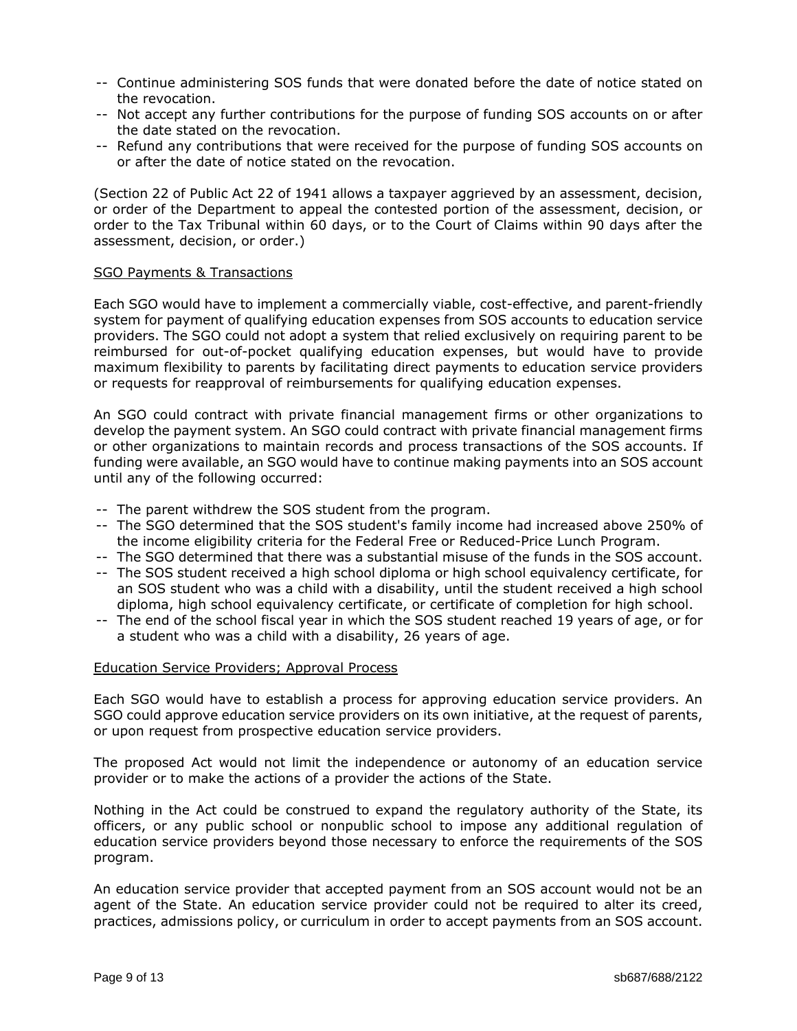- -- Continue administering SOS funds that were donated before the date of notice stated on the revocation.
- -- Not accept any further contributions for the purpose of funding SOS accounts on or after the date stated on the revocation.
- -- Refund any contributions that were received for the purpose of funding SOS accounts on or after the date of notice stated on the revocation.

(Section 22 of Public Act 22 of 1941 allows a taxpayer aggrieved by an assessment, decision, or order of the Department to appeal the contested portion of the assessment, decision, or order to the Tax Tribunal within 60 days, or to the Court of Claims within 90 days after the assessment, decision, or order.)

<u>SGO Payments & Transactions</u>

Each SGO would have to implement a commercially viable, cost-effective, and parent-friendly system for payment of qualifying education expenses from SOS accounts to education service providers. The SGO could not adopt a system that relied exclusively on requiring parent to be reimbursed for out-of-pocket qualifying education expenses, but would have to provide maximum flexibility to parents by facilitating direct payments to education service providers or requests for reapproval of reimbursements for qualifying education expenses.

An SGO could contract with private financial management firms or other organizations to develop the payment system. An SGO could contract with private financial management firms or other organizations to maintain records and process transactions of the SOS accounts. If funding were available, an SGO would have to continue making payments into an SOS account until any of the following occurred:

- -- The parent withdrew the SOS student from the program.
- -- The SGO determined that the SOS student's family income had increased above 250% of the income eligibility criteria for the Federal Free or Reduced-Price Lunch Program.
- -- The SGO determined that there was a substantial misuse of the funds in the SOS account.
- -- The SOS student received a high school diploma or high school equivalency certificate, for an SOS student who was a child with a disability, until the student received a high school diploma, high school equivalency certificate, or certificate of completion for high school.
- -- The end of the school fiscal year in which the SOS student reached 19 years of age, or for a student who was a child with a disability, 26 years of age.

<u>Education Service Providers; Approval Process</u>

Each SGO would have to establish a process for approving education service providers. An SGO could approve education service providers on its own initiative, at the request of parents, or upon request from prospective education service providers.

The proposed Act would not limit the independence or autonomy of an education service provider or to make the actions of a provider the actions of the State.

Nothing in the Act could be construed to expand the regulatory authority of the State, its officers, or any public school or nonpublic school to impose any additional regulation of education service providers beyond those necessary to enforce the requirements of the SOS program.

An education service provider that accepted payment from an SOS account would not be an agent of the State. An education service provider could not be required to alter its creed, practices, admissions policy, or curriculum in order to accept payments from an SOS account.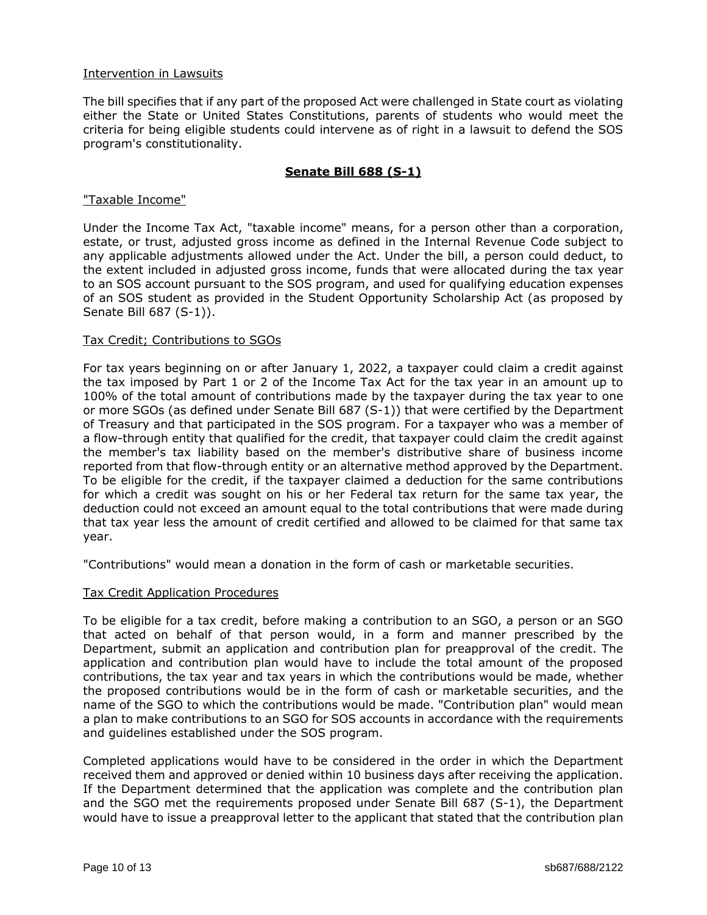Intervention in Lawsuits

The bill specifies that if any part of the proposed Act were challenged in State court as violating either the State or United States Constitutions, parents of students who would meet the criteria for being eligible students could intervene as of right in a lawsuit to defend the SOS program's constitutionality.

## Senate Bill 688 (S-1)

"Taxable Income"

Under the Income Tax Act, "taxable income" means, for a person other than a corporation, estate, or trust, adjusted gross income as defined in the Internal Revenue Code subject to any applicable adjustments allowed under the Act. Under the bill, a person could deduct, to the extent included in adjusted gross income, funds that were allocated during the tax year to an SOS account pursuant to the SOS program, and used for qualifying education expenses of an SOS student as provided in the Student Opportunity Scholarship Act (as proposed by Senate Bill 687 (S-1)).

Tax Credit; Contributions to SGOs

For tax years beginning on or after January 1, 2022, a taxpayer could claim a credit against the tax imposed by Part 1 or 2 of the Income Tax Act for the tax year in an amount up to 100% of the total amount of contributions made by the taxpayer during the tax year to one or more SGOs (as defined under Senate Bill 687 (S-1)) that were certified by the Department of Treasury and that participated in the SOS program. For a taxpayer who was a member of a flow-through entity that qualified for the credit, that taxpayer could claim the credit against the member's tax liability based on the member's distributive share of business income reported from that flow-through entity or an alternative method approved by the Department. To be eligible for the credit, if the taxpayer claimed a deduction for the same contributions for which a credit was sought on his or her Federal tax return for the same tax year, the deduction could not exceed an amount equal to the total contributions that were made during that tax year less the amount of credit certified and allowed to be claimed for that same tax year.

"Contributions" would mean a donation in the form of cash or marketable securities.

Tax Credit Application Procedures

To be eligible for a tax credit, before making a contribution to an SGO, a person or an SGO that acted on behalf of that person would, in a form and manner prescribed by the Department, submit an application and contribution plan for preapproval of the credit. The application and contribution plan would have to include the total amount of the proposed contributions, the tax year and tax years in which the contributions would be made, whether the proposed contributions would be in the form of cash or marketable securities, and the name of the SGO to which the contributions would be made. "Contribution plan" would mean a plan to make contributions to an SGO for SOS accounts in accordance with the requirements and guidelines established under the SOS program.

Completed applications would have to be considered in the order in which the Department received them and approved or denied within 10 business days after receiving the application. If the Department determined that the application was complete and the contribution plan and the SGO met the requirements proposed under Senate Bill 687 (S-1), the Department would have to issue a preapproval letter to the applicant that stated that the contribution plan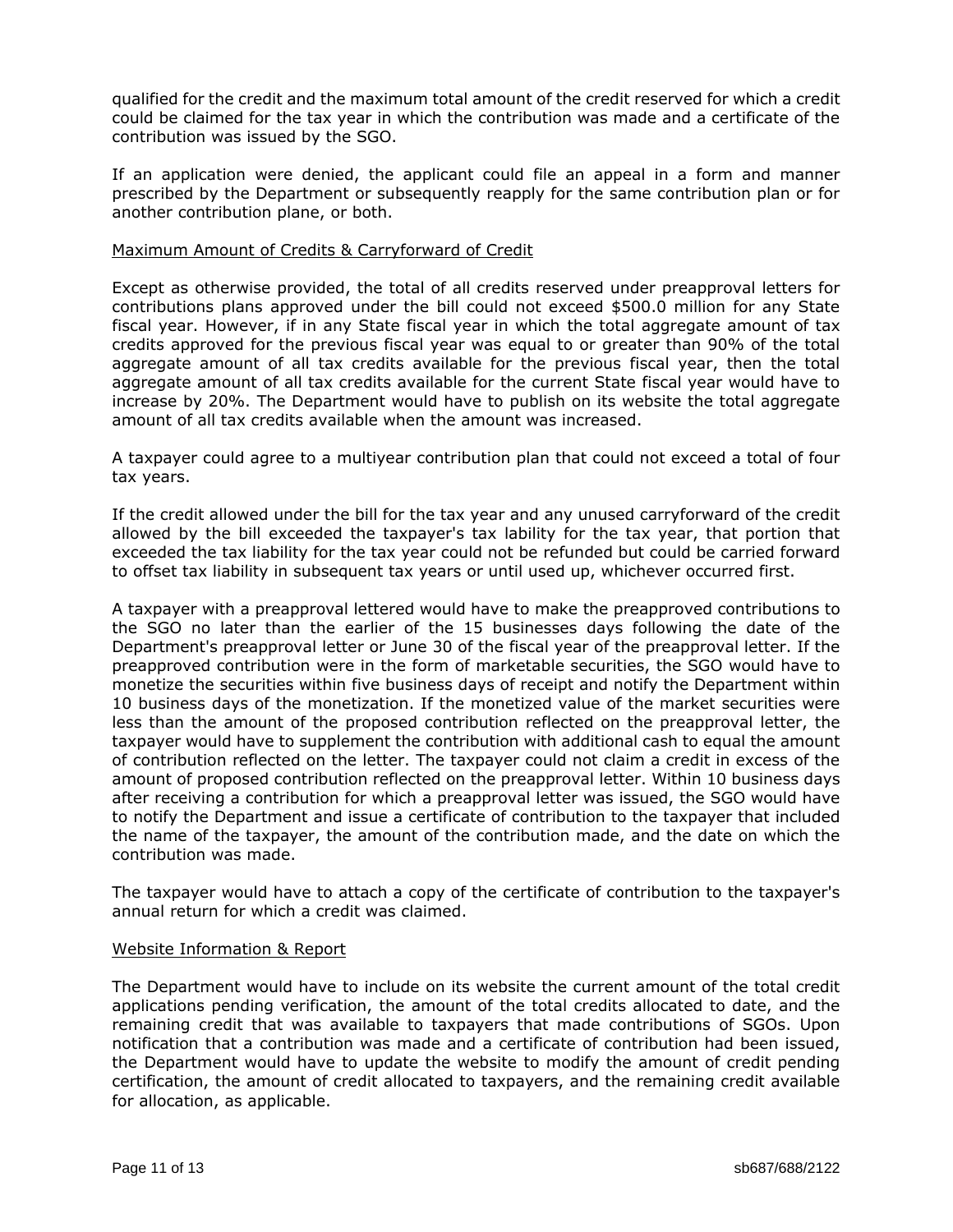qualified for the credit and the maximum total amount of the credit reserved for which a credit could be claimed for the tax year in which the contribution was made and a certificate of the contribution was issued by the SGO.

If an application were denied, the applicant could file an appeal in a form and manner prescribed by the Department or subsequently reapply for the same contribution plan or for another contribution plane, or both.

Maximum Amount of Credits & Carryforward of Credit

Except as otherwise provided, the total of all credits reserved under preapproval letters for contributions plans approved under the bill could not exceed \$500.0 million for any State fiscal year. However, if in any State fiscal year in which the total aggregate amount of tax credits approved for the previous fiscal year was equal to or greater than 90% of the total aggregate amount of all tax credits available for the previous fiscal year, then the total aggregate amount of all tax credits available for the current State fiscal year would have to increase by 20%. The Department would have to publish on its website the total aggregate amount of all tax credits available when the amount was increased.

A taxpayer could agree to a multiyear contribution plan that could not exceed a total of four tax years.

If the credit allowed under the bill for the tax year and any unused carryforward of the credit allowed by the bill exceeded the taxpayer's tax liability for the tax year, that portion that exceeded the tax liability for the tax year could not be refunded but could be carried forward to offset tax liability in subsequent tax years or until used up, whichever occurred first.

A taxpayer with a preapproval lettered would have to make the preapproved contributions to the SGO no later than the earlier of the 15 businesses days following the date of the Department's preapproval letter or June 30 of the fiscal year of the preapproval letter. If the preapproved contribution were in the form of marketable securities, the SGO would have to monetize the securities within five business days of receipt and notify the Department within 10 business days of the monetization. If the monetized value of the market securities were less than the amount of the proposed contribution reflected on the preapproval letter, the taxpayer would have to supplement the contribution with additional cash to equal the amount of contribution reflected on the letter. The taxpayer could not claim a credit in excess of the amount of proposed contribution reflected on the preapproval letter. Within 10 business days after receiving a contribution for which a preapproval letter was issued, the SGO would have to notify the Department and issue a certificate of contribution to the taxpayer that included the name of the taxpayer, the amount of the contribution made, and the date on which the contribution was made.

The taxpayer would have to attach a copy of the certificate of contribution to the taxpayer's annual return for which a credit was claimed.

Website Information & Report

The Department would have to include on its website the current amount of the total credit applications pending verification, the amount of the total credits allocated to date, and the remaining credit that was available to taxpayers that made contributions of SGOs. Upon notification that a contribution was made and a certificate of contribution had been issued, the Department would have to update the website to modify the amount of credit pending certification, the amount of credit allocated to taxpayers, and the remaining credit available for allocation, as applicable.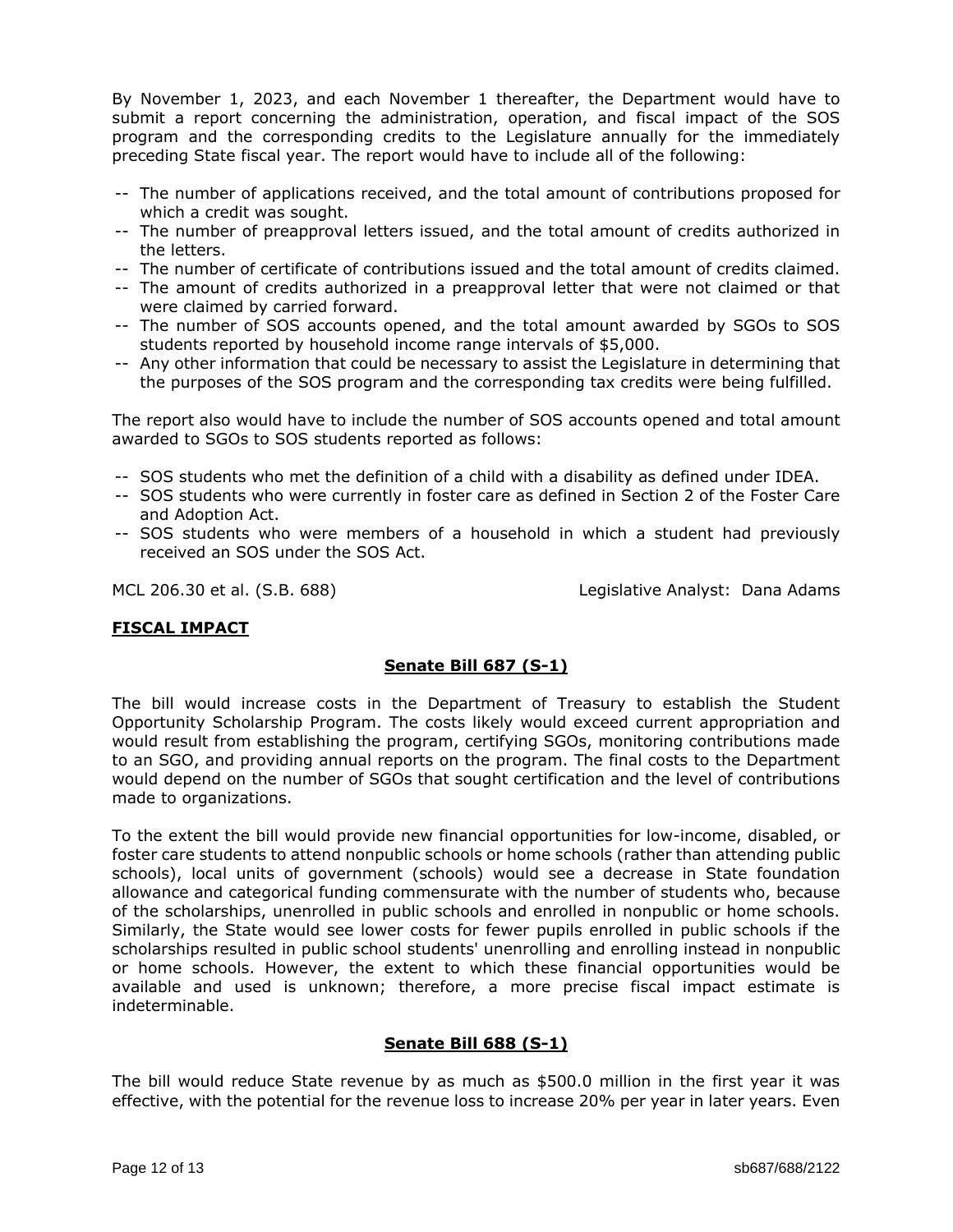By November 1, 2023, and each November 1 thereafter, the Department would have to submit a report concerning the administration, operation, and fiscal impact of the SOS program and the corresponding credits to the Legislature annually for the immediately preceding State fiscal year. The report would have to include all of the following:

-- The number of applications received, and the total amount of contributions proposed for which a credit was sought.
-- The number of preapproval letters issued, and the total amount of credits authorized in the letters.
-- The number of certificate of contributions issued and the total amount of credits claimed.
-- The amount of credits authorized in a preapproval letter that were not claimed or that were claimed by carried forward.
-- The number of SOS accounts opened, and the total amount awarded by SGOs to SOS students reported by household income range intervals of $5,000.
-- Any other information that could be necessary to assist the Legislature in determining that the purposes of the SOS program and the corresponding tax credits were being fulfilled.

The report also would have to include the number of SOS accounts opened and total amount awarded to SGOs to SOS students reported as follows:

-- SOS students who met the definition of a child with a disability as defined under IDEA.
-- SOS students who were currently in foster care as defined in Section 2 of the Foster Care and Adoption Act.
-- SOS students who were members of a household in which a student had previously received an SOS under the SOS Act.

MCL 206.30 et al. (S.B. 688) Legislative Analyst: Dana Adams

**FISCAL IMPACT**

**Senate Bill 687 (S-1)**

The bill would increase costs in the Department of Treasury to establish the Student Opportunity Scholarship Program. The costs likely would exceed current appropriation and would result from establishing the program, certifying SGOs, monitoring contributions made to an SGO, and providing annual reports on the program. The final costs to the Department would depend on the number of SGOs that sought certification and the level of contributions made to organizations.

To the extent the bill would provide new financial opportunities for low-income, disabled, or foster care students to attend nonpublic schools or home schools (rather than attending public schools), local units of government (schools) would see a decrease in State foundation allowance and categorical funding commensurate with the number of students who, because of the scholarships, unenrolled in public schools and enrolled in nonpublic or home schools. Similarly, the State would see lower costs for fewer pupils enrolled in public schools if the scholarships resulted in public school students' unenrolling and enrolling instead in nonpublic or home schools. However, the extent to which these financial opportunities would be available and used is unknown; therefore, a more precise fiscal impact estimate is indeterminable.

**Senate Bill 688 (S-1)**

The bill would reduce State revenue by as much as $500.0 million in the first year it was effective, with the potential for the revenue loss to increase 20% per year in later years. Even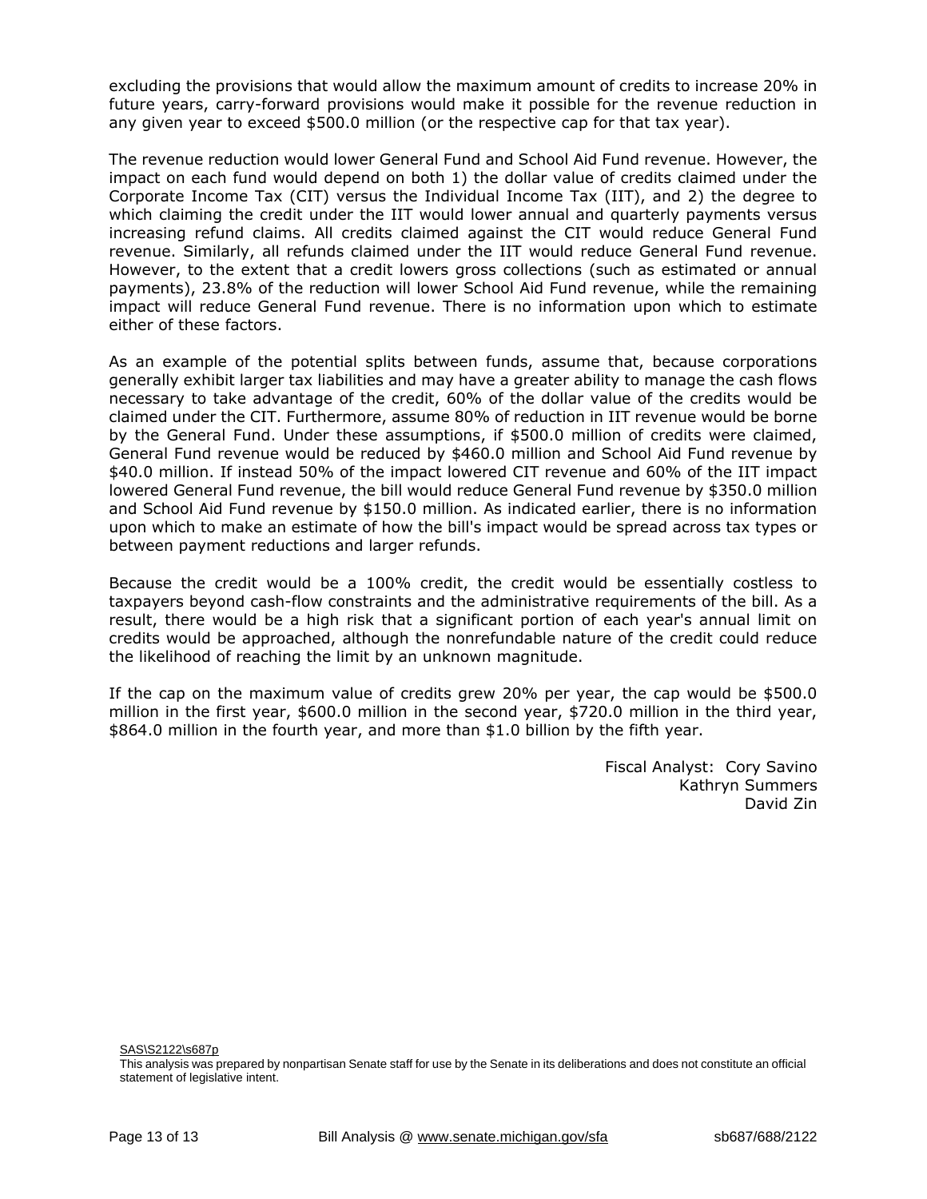excluding the provisions that would allow the maximum amount of credits to increase 20% in future years, carry-forward provisions would make it possible for the revenue reduction in any given year to exceed $500.0 million (or the respective cap for that tax year).

The revenue reduction would lower General Fund and School Aid Fund revenue. However, the impact on each fund would depend on both 1) the dollar value of credits claimed under the Corporate Income Tax (CIT) versus the Individual Income Tax (IIT), and 2) the degree to which claiming the credit under the IIT would lower annual and quarterly payments versus increasing refund claims. All credits claimed against the CIT would reduce General Fund revenue. Similarly, all refunds claimed under the IIT would reduce General Fund revenue. However, to the extent that a credit lowers gross collections (such as estimated or annual payments), 23.8% of the reduction will lower School Aid Fund revenue, while the remaining impact will reduce General Fund revenue. There is no information upon which to estimate either of these factors.

As an example of the potential splits between funds, assume that, because corporations generally exhibit larger tax liabilities and may have a greater ability to manage the cash flows necessary to take advantage of the credit, 60% of the dollar value of the credits would be claimed under the CIT. Furthermore, assume 80% of reduction in IIT revenue would be borne by the General Fund. Under these assumptions, if $500.0 million of credits were claimed, General Fund revenue would be reduced by $460.0 million and School Aid Fund revenue by $40.0 million. If instead 50% of the impact lowered CIT revenue and 60% of the IIT impact lowered General Fund revenue, the bill would reduce General Fund revenue by $350.0 million and School Aid Fund revenue by $150.0 million. As indicated earlier, there is no information upon which to make an estimate of how the bill's impact would be spread across tax types or between payment reductions and larger refunds.

Because the credit would be a 100% credit, the credit would be essentially costless to taxpayers beyond cash-flow constraints and the administrative requirements of the bill. As a result, there would be a high risk that a significant portion of each year's annual limit on credits would be approached, although the nonrefundable nature of the credit could reduce the likelihood of reaching the limit by an unknown magnitude.

If the cap on the maximum value of credits grew 20% per year, the cap would be $500.0 million in the first year, $600.0 million in the second year, $720.0 million in the third year, $864.0 million in the fourth year, and more than $1.0 billion by the fifth year.

Fiscal Analyst: Cory Savino
Kathryn Summers
David Zin

SAS\S2122\s687p

This analysis was prepared by nonpartisan Senate staff for use by the Senate in its deliberations and does not constitute an official statement of legislative intent.